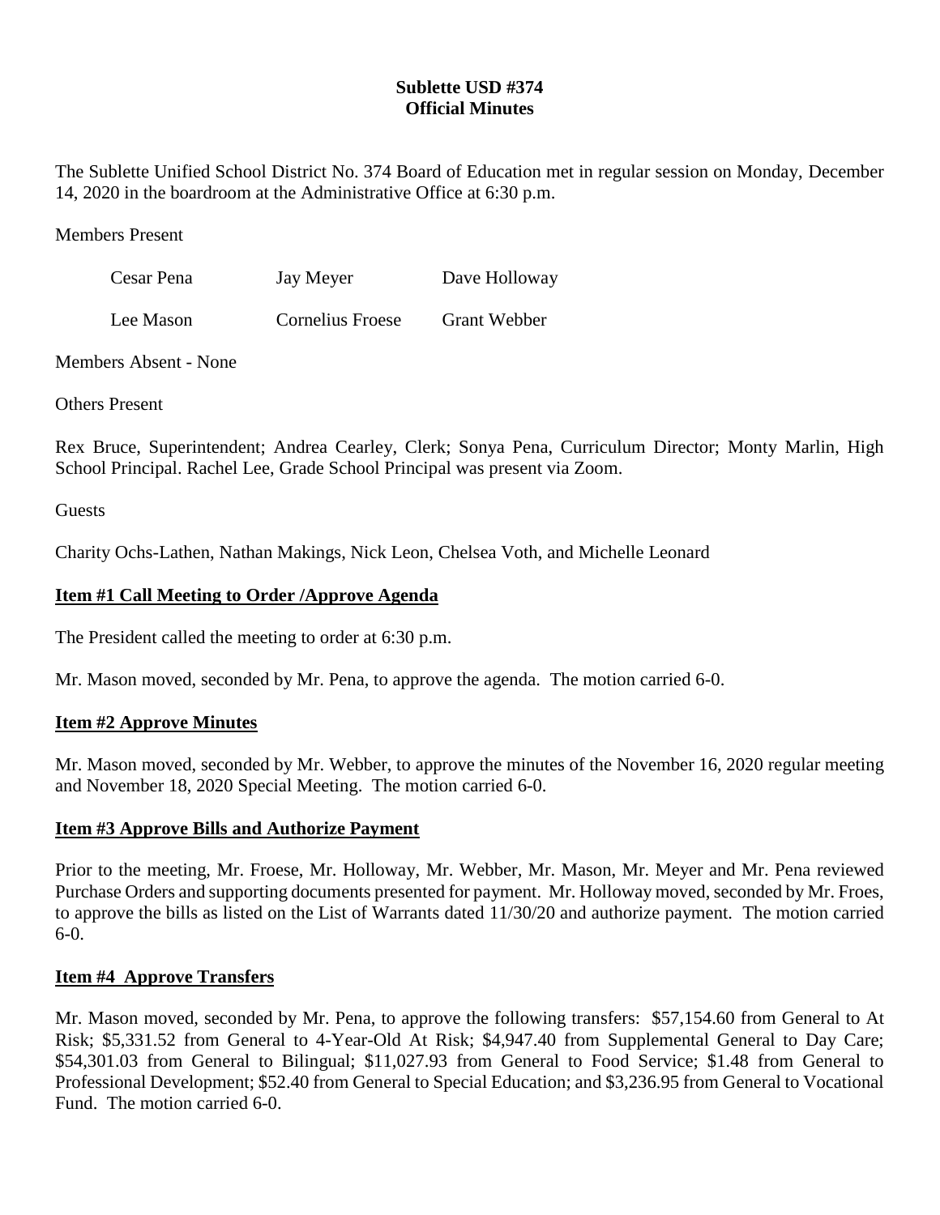# Sublette USD #374
## Official Minutes

The Sublette Unified School District No. 374 Board of Education met in regular session on Monday, December 14, 2020 in the boardroom at the Administrative Office at 6:30 p.m.

Members Present

| | | |
|---|---|---|
| Cesar Pena | Jay Meyer | Dave Holloway |
| Lee Mason | Cornelius Froese | Grant Webber |

Members Absent - None

Others Present

Rex Bruce, Superintendent; Andrea Cearley, Clerk; Sonya Pena, Curriculum Director; Monty Marlin, High School Principal. Rachel Lee, Grade School Principal was present via Zoom.

Guests

Charity Ochs-Lathen, Nathan Makings, Nick Leon, Chelsea Voth, and Michelle Leonard

**Item #1 Call Meeting to Order /Approve Agenda**

The President called the meeting to order at 6:30 p.m.

Mr. Mason moved, seconded by Mr. Pena, to approve the agenda. The motion carried 6-0.

**Item #2 Approve Minutes**

Mr. Mason moved, seconded by Mr. Webber, to approve the minutes of the November 16, 2020 regular meeting and November 18, 2020 Special Meeting. The motion carried 6-0.

**Item #3 Approve Bills and Authorize Payment**

Prior to the meeting, Mr. Froese, Mr. Holloway, Mr. Webber, Mr. Mason, Mr. Meyer and Mr. Pena reviewed Purchase Orders and supporting documents presented for payment. Mr. Holloway moved, seconded by Mr. Froes, to approve the bills as listed on the List of Warrants dated 11/30/20 and authorize payment. The motion carried 6-0.

**Item #4 Approve Transfers**

Mr. Mason moved, seconded by Mr. Pena, to approve the following transfers: $57,154.60 from General to At Risk; $5,331.52 from General to 4-Year-Old At Risk; $4,947.40 from Supplemental General to Day Care; $54,301.03 from General to Bilingual; $11,027.93 from General to Food Service; $1.48 from General to Professional Development; $52.40 from General to Special Education; and $3,236.95 from General to Vocational Fund. The motion carried 6-0.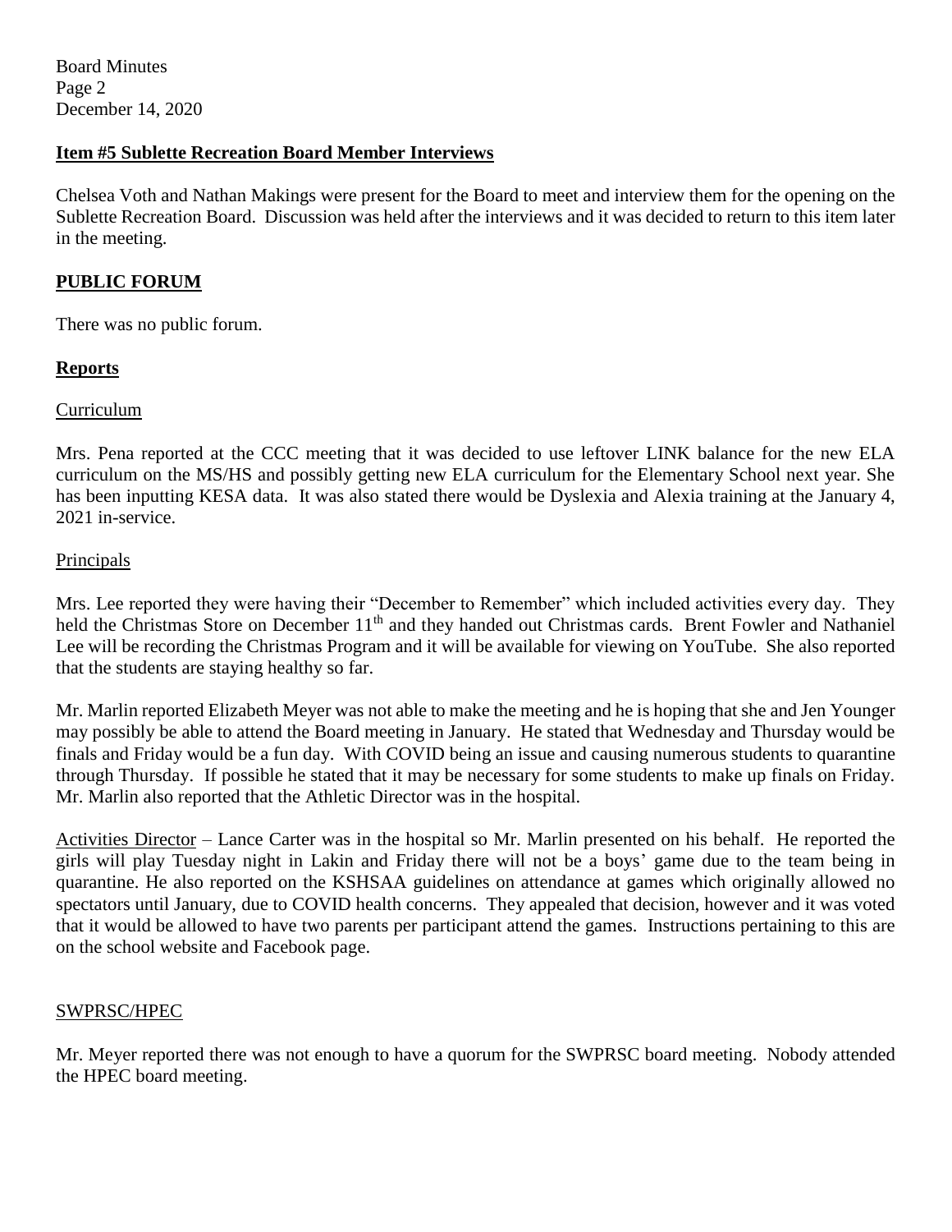## **Item #5 Sublette Recreation Board Member Interviews**

Chelsea Voth and Nathan Makings were present for the Board to meet and interview them for the opening on the Sublette Recreation Board. Discussion was held after the interviews and it was decided to return to this item later in the meeting.

## **PUBLIC FORUM**

There was no public forum.

## **Reports**

### Curriculum

Mrs. Pena reported at the CCC meeting that it was decided to use leftover LINK balance for the new ELA curriculum on the MS/HS and possibly getting new ELA curriculum for the Elementary School next year. She has been inputting KESA data. It was also stated there would be Dyslexia and Alexia training at the January 4, 2021 in-service.

### Principals

Mrs. Lee reported they were having their "December to Remember" which included activities every day. They held the Christmas Store on December 11th and they handed out Christmas cards. Brent Fowler and Nathaniel Lee will be recording the Christmas Program and it will be available for viewing on YouTube. She also reported that the students are staying healthy so far.

Mr. Marlin reported Elizabeth Meyer was not able to make the meeting and he is hoping that she and Jen Younger may possibly be able to attend the Board meeting in January. He stated that Wednesday and Thursday would be finals and Friday would be a fun day. With COVID being an issue and causing numerous students to quarantine through Thursday. If possible he stated that it may be necessary for some students to make up finals on Friday. Mr. Marlin also reported that the Athletic Director was in the hospital.

Activities Director – Lance Carter was in the hospital so Mr. Marlin presented on his behalf. He reported the girls will play Tuesday night in Lakin and Friday there will not be a boys' game due to the team being in quarantine. He also reported on the KSHSAA guidelines on attendance at games which originally allowed no spectators until January, due to COVID health concerns. They appealed that decision, however and it was voted that it would be allowed to have two parents per participant attend the games. Instructions pertaining to this are on the school website and Facebook page.

### SWPRSC/HPEC

Mr. Meyer reported there was not enough to have a quorum for the SWPRSC board meeting. Nobody attended the HPEC board meeting.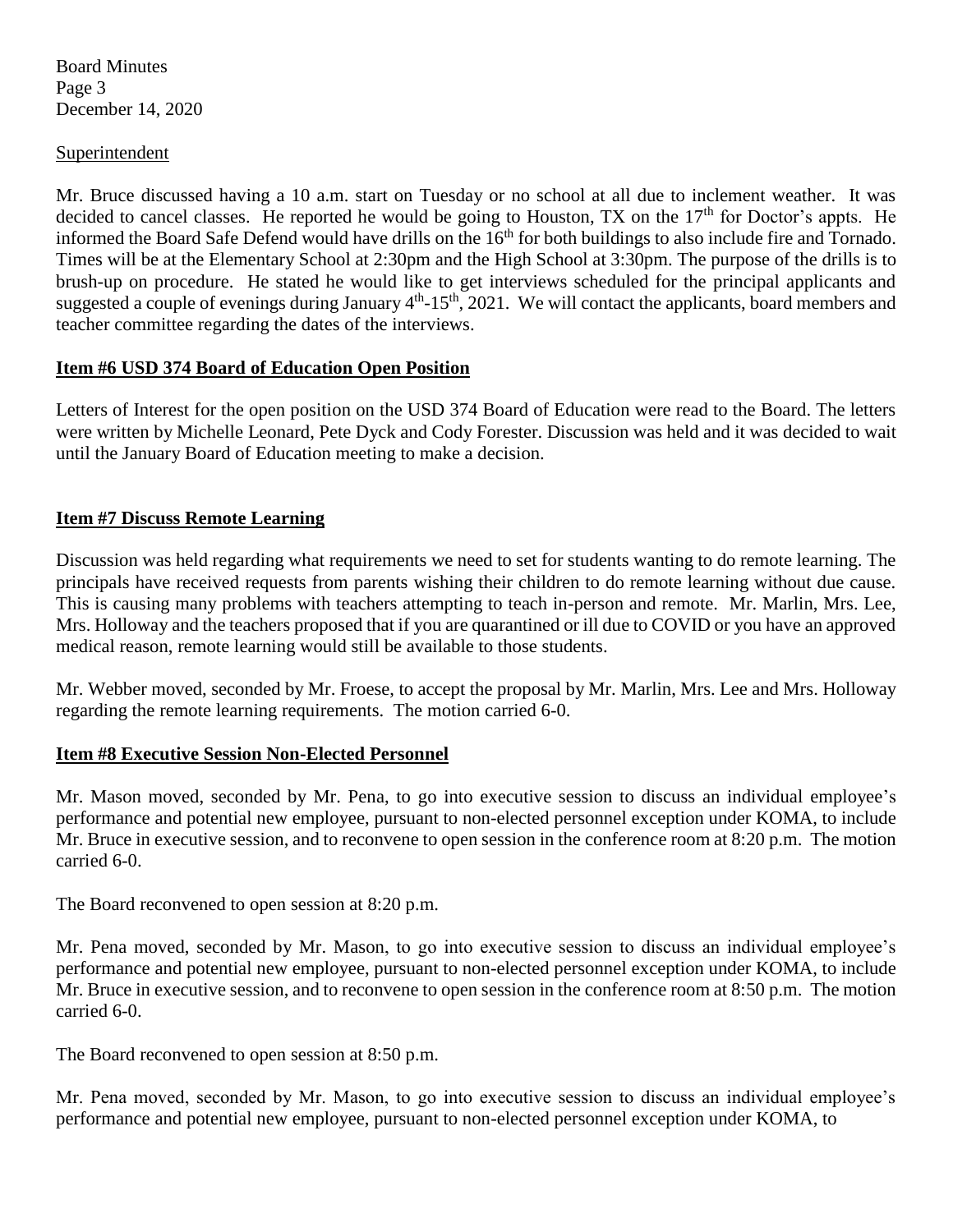Superintendent

Mr. Bruce discussed having a 10 a.m. start on Tuesday or no school at all due to inclement weather. It was decided to cancel classes. He reported he would be going to Houston, TX on the 17th for Doctor's appts. He informed the Board Safe Defend would have drills on the 16th for both buildings to also include fire and Tornado. Times will be at the Elementary School at 2:30pm and the High School at 3:30pm. The purpose of the drills is to brush-up on procedure. He stated he would like to get interviews scheduled for the principal applicants and suggested a couple of evenings during January 4th-15th, 2021. We will contact the applicants, board members and teacher committee regarding the dates of the interviews.

**Item #6 USD 374 Board of Education Open Position**

Letters of Interest for the open position on the USD 374 Board of Education were read to the Board. The letters were written by Michelle Leonard, Pete Dyck and Cody Forester. Discussion was held and it was decided to wait until the January Board of Education meeting to make a decision.

**Item #7 Discuss Remote Learning**

Discussion was held regarding what requirements we need to set for students wanting to do remote learning. The principals have received requests from parents wishing their children to do remote learning without due cause. This is causing many problems with teachers attempting to teach in-person and remote. Mr. Marlin, Mrs. Lee, Mrs. Holloway and the teachers proposed that if you are quarantined or ill due to COVID or you have an approved medical reason, remote learning would still be available to those students.

Mr. Webber moved, seconded by Mr. Froese, to accept the proposal by Mr. Marlin, Mrs. Lee and Mrs. Holloway regarding the remote learning requirements. The motion carried 6-0.

**Item #8 Executive Session Non-Elected Personnel**

Mr. Mason moved, seconded by Mr. Pena, to go into executive session to discuss an individual employee's performance and potential new employee, pursuant to non-elected personnel exception under KOMA, to include Mr. Bruce in executive session, and to reconvene to open session in the conference room at 8:20 p.m. The motion carried 6-0.

The Board reconvened to open session at 8:20 p.m.

Mr. Pena moved, seconded by Mr. Mason, to go into executive session to discuss an individual employee's performance and potential new employee, pursuant to non-elected personnel exception under KOMA, to include Mr. Bruce in executive session, and to reconvene to open session in the conference room at 8:50 p.m. The motion carried 6-0.

The Board reconvened to open session at 8:50 p.m.

Mr. Pena moved, seconded by Mr. Mason, to go into executive session to discuss an individual employee's performance and potential new employee, pursuant to non-elected personnel exception under KOMA, to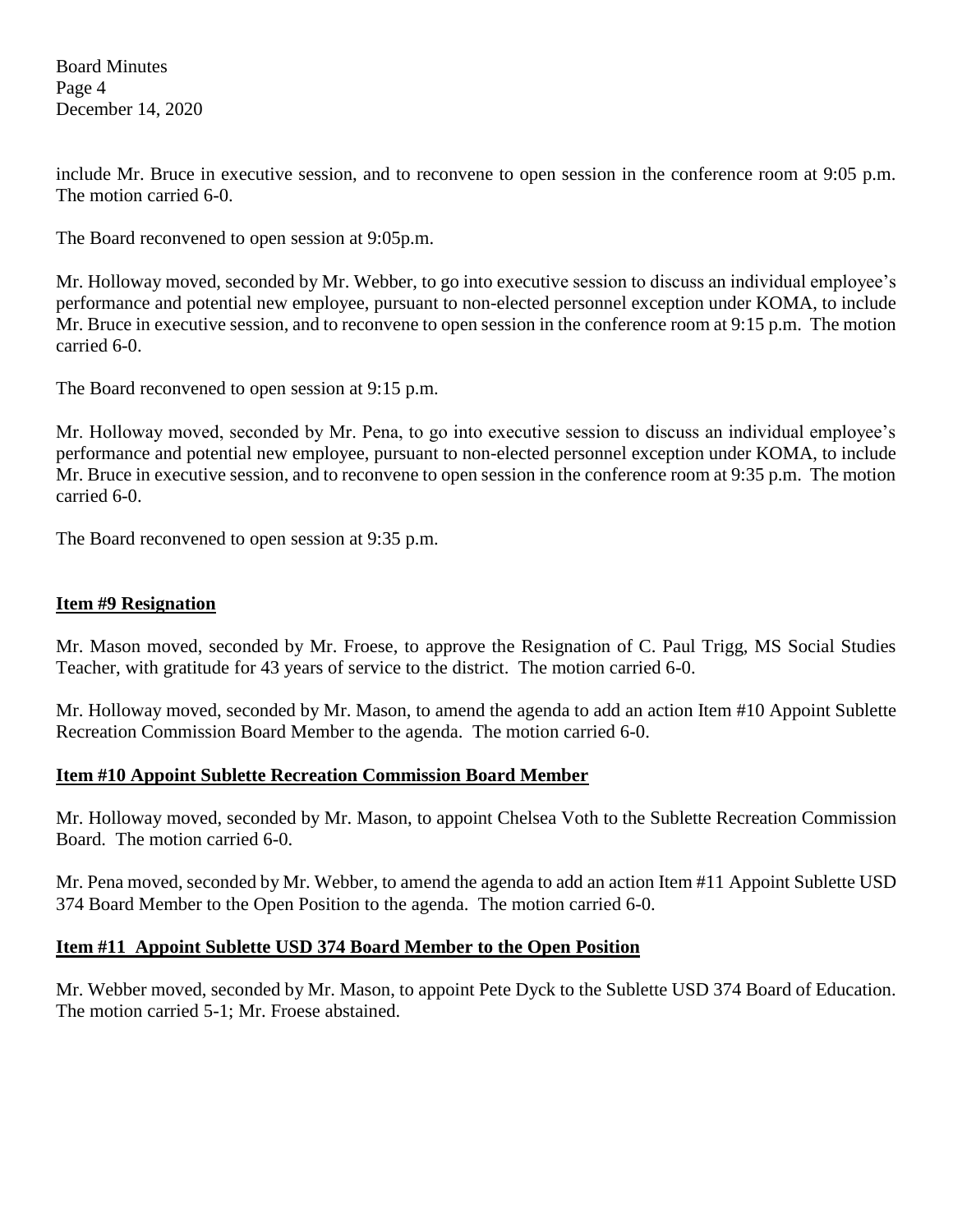include Mr. Bruce in executive session, and to reconvene to open session in the conference room at 9:05 p.m. The motion carried 6-0.

The Board reconvened to open session at 9:05p.m.

Mr. Holloway moved, seconded by Mr. Webber, to go into executive session to discuss an individual employee's performance and potential new employee, pursuant to non-elected personnel exception under KOMA, to include Mr. Bruce in executive session, and to reconvene to open session in the conference room at 9:15 p.m. The motion carried 6-0.

The Board reconvened to open session at 9:15 p.m.

Mr. Holloway moved, seconded by Mr. Pena, to go into executive session to discuss an individual employee's performance and potential new employee, pursuant to non-elected personnel exception under KOMA, to include Mr. Bruce in executive session, and to reconvene to open session in the conference room at 9:35 p.m. The motion carried 6-0.

The Board reconvened to open session at 9:35 p.m.

## Item #9 Resignation

Mr. Mason moved, seconded by Mr. Froese, to approve the Resignation of C. Paul Trigg, MS Social Studies Teacher, with gratitude for 43 years of service to the district. The motion carried 6-0.

Mr. Holloway moved, seconded by Mr. Mason, to amend the agenda to add an action Item #10 Appoint Sublette Recreation Commission Board Member to the agenda. The motion carried 6-0.

## Item #10 Appoint Sublette Recreation Commission Board Member

Mr. Holloway moved, seconded by Mr. Mason, to appoint Chelsea Voth to the Sublette Recreation Commission Board. The motion carried 6-0.

Mr. Pena moved, seconded by Mr. Webber, to amend the agenda to add an action Item #11 Appoint Sublette USD 374 Board Member to the Open Position to the agenda. The motion carried 6-0.

## Item #11 Appoint Sublette USD 374 Board Member to the Open Position

Mr. Webber moved, seconded by Mr. Mason, to appoint Pete Dyck to the Sublette USD 374 Board of Education. The motion carried 5-1; Mr. Froese abstained.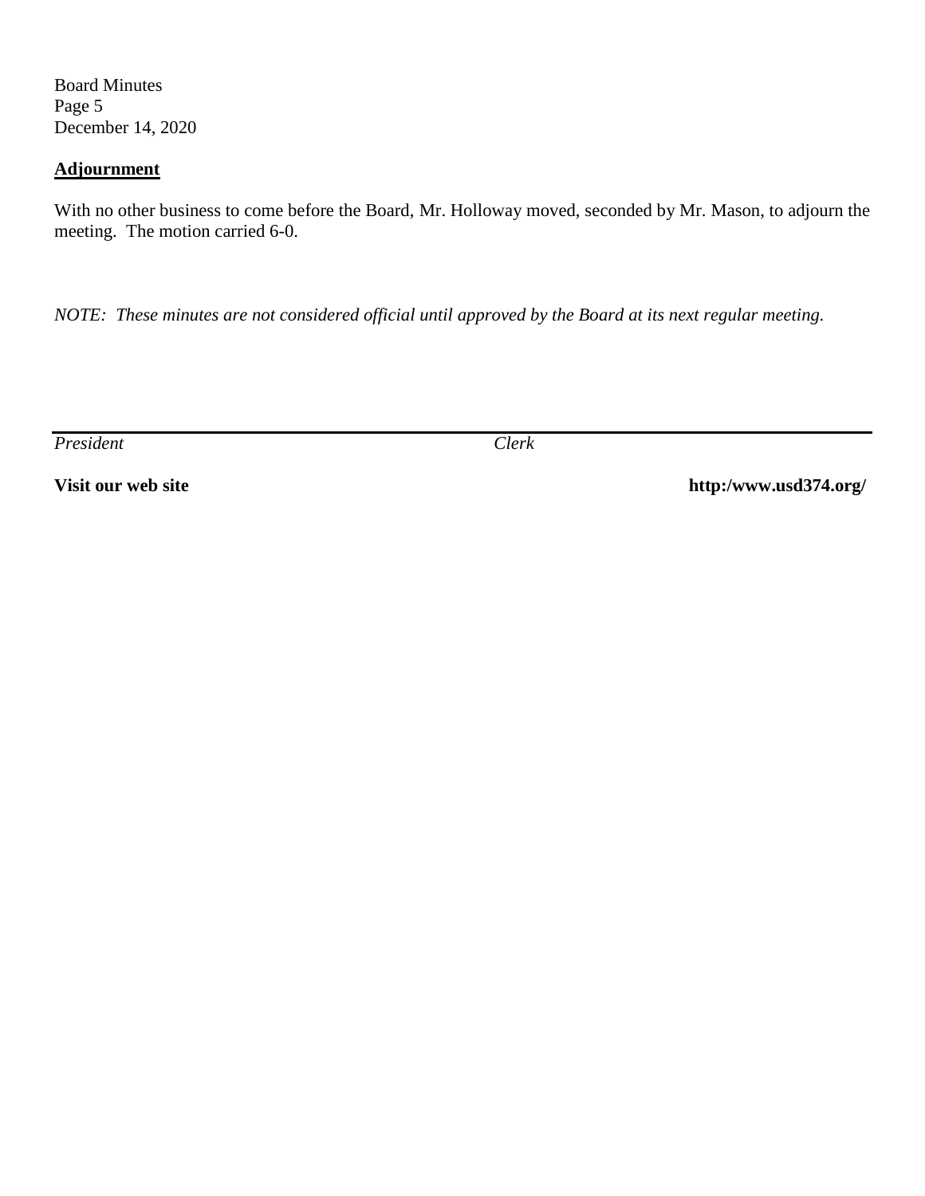## Adjournment

With no other business to come before the Board, Mr. Holloway moved, seconded by Mr. Mason, to adjourn the meeting. The motion carried 6-0.

*NOTE: These minutes are not considered official until approved by the Board at its next regular meeting.*

*President* *Clerk*

**Visit our web site** **http:/www.usd374.org/**